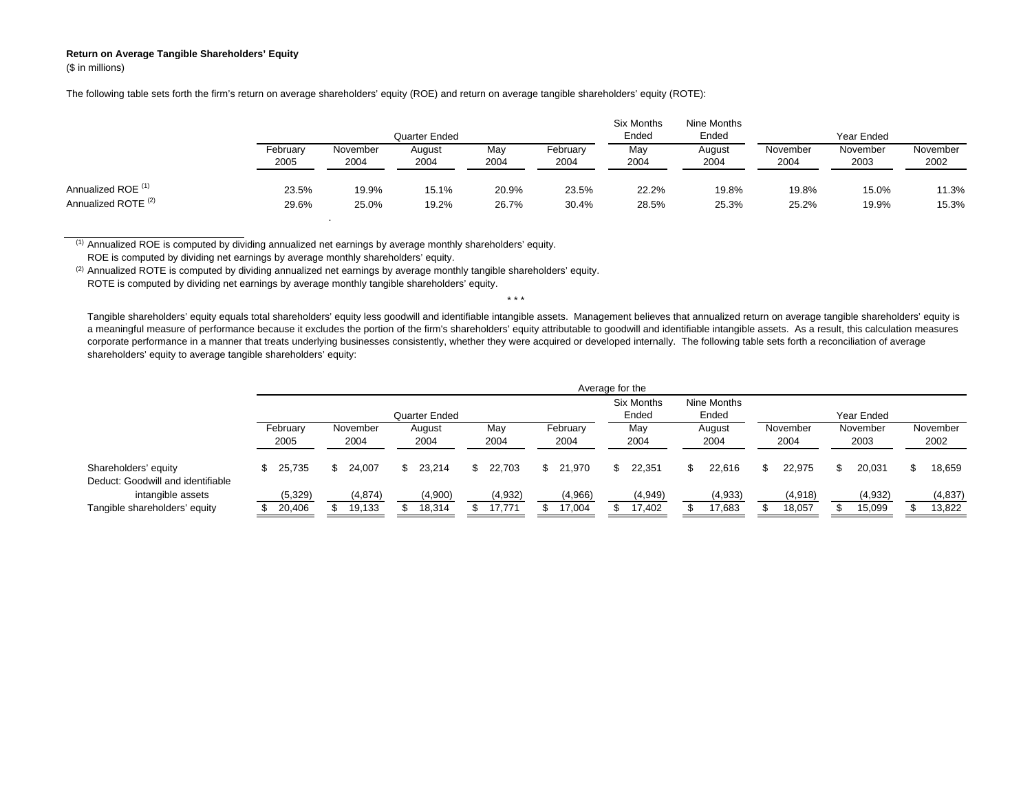**Return on Average Tangible Shareholders' Equity**

($ in millions)

The following table sets forth the firm's return on average shareholders' equity (ROE) and return on average tangible shareholders' equity (ROTE):

| | Quarter Ended | | | | | Six Months Ended | Nine Months Ended | Year Ended | | |
|---|---|---|---|---|---|---|---|---|---|---|
| | February 2005 | November 2004 | August 2004 | May 2004 | February 2004 | May 2004 | August 2004 | November 2004 | November 2003 | November 2002 |
| Annualized ROE [(1)] | 23.5% | 19.9% | 15.1% | 20.9% | 23.5% | 22.2% | 19.8% | 19.8% | 15.0% | 11.3% |
| Annualized ROTE [(2)] | 29.6% | 25.0% | 19.2% | 26.7% | 30.4% | 28.5% | 25.3% | 25.2% | 19.9% | 15.3% |

[(1)] Annualized ROE is computed by dividing annualized net earnings by average monthly shareholders' equity.
ROE is computed by dividing net earnings by average monthly shareholders' equity.

[(2)] Annualized ROTE is computed by dividing annualized net earnings by average monthly tangible shareholders' equity.
ROTE is computed by dividing net earnings by average monthly tangible shareholders' equity.

\* \* \*

Tangible shareholders' equity equals total shareholders' equity less goodwill and identifiable intangible assets. Management believes that annualized return on average tangible shareholders' equity is a meaningful measure of performance because it excludes the portion of the firm's shareholders' equity attributable to goodwill and identifiable intangible assets. As a result, this calculation measures corporate performance in a manner that treats underlying businesses consistently, whether they were acquired or developed internally. The following table sets forth a reconciliation of average shareholders' equity to average tangible shareholders' equity:

| | Average for the | | | | | | | | | |
|---|---|---|---|---|---|---|---|---|---|---|
| | Quarter Ended | | | | | Six Months Ended | Nine Months Ended | Year Ended | | |
| | February 2005 | November 2004 | August 2004 | May 2004 | February 2004 | May 2004 | August 2004 | November 2004 | November 2003 | November 2002 |
| Shareholders' equity | $ 25,735 | $ 24,007 | $ 23,214 | $ 22,703 | $ 21,970 | $ 22,351 | $ 22,616 | $ 22,975 | $ 20,031 | $ 18,659 |
| Deduct: Goodwill and identifiable intangible assets | (5,329) | (4,874) | (4,900) | (4,932) | (4,966) | (4,949) | (4,933) | (4,918) | (4,932) | (4,837) |
| Tangible shareholders' equity | $ 20,406 | $ 19,133 | $ 18,314 | $ 17,771 | $ 17,004 | $ 17,402 | $ 17,683 | $ 18,057 | $ 15,099 | $ 13,822 |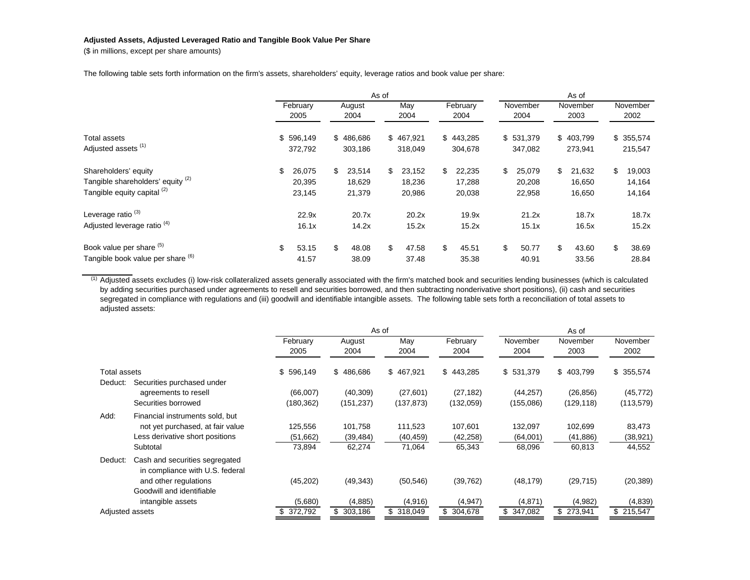**Adjusted Assets, Adjusted Leveraged Ratio and Tangible Book Value Per Share**

($ in millions, except per share amounts)

The following table sets forth information on the firm's assets, shareholders' equity, leverage ratios and book value per share:

| | As of | | | | As of | | |
|---|---|---|---|---|---|---|---|
| | February 2005 | August 2004 | May 2004 | February 2004 | November 2004 | November 2003 | November 2002 |
| Total assets | $ 596,149 | $ 486,686 | $ 467,921 | $ 443,285 | $ 531,379 | $ 403,799 | $ 355,574 |
| Adjusted assets [(1)] | 372,792 | 303,186 | 318,049 | 304,678 | 347,082 | 273,941 | 215,547 |
| Shareholders' equity | $ 26,075 | $ 23,514 | $ 23,152 | $ 22,235 | $ 25,079 | $ 21,632 | $ 19,003 |
| Tangible shareholders' equity [(2)] | 20,395 | 18,629 | 18,236 | 17,288 | 20,208 | 16,650 | 14,164 |
| Tangible equity capital [(2)] | 23,145 | 21,379 | 20,986 | 20,038 | 22,958 | 16,650 | 14,164 |
| Leverage ratio [(3)] | 22.9x | 20.7x | 20.2x | 19.9x | 21.2x | 18.7x | 18.7x |
| Adjusted leverage ratio [(4)] | 16.1x | 14.2x | 15.2x | 15.2x | 15.1x | 16.5x | 15.2x |
| Book value per share [(5)] | $ 53.15 | $ 48.08 | $ 47.58 | $ 45.51 | $ 50.77 | $ 43.60 | $ 38.69 |
| Tangible book value per share [(6)] | 41.57 | 38.09 | 37.48 | 35.38 | 40.91 | 33.56 | 28.84 |

[(1)] Adjusted assets excludes (i) low-risk collateralized assets generally associated with the firm's matched book and securities lending businesses (which is calculated by adding securities purchased under agreements to resell and securities borrowed, and then subtracting nonderivative short positions), (ii) cash and securities segregated in compliance with regulations and (iii) goodwill and identifiable intangible assets. The following table sets forth a reconciliation of total assets to adjusted assets:

| | | As of | | | | As of | | |
|---|---|---|---|---|---|---|---|---|
| | | February 2005 | August 2004 | May 2004 | February 2004 | November 2004 | November 2003 | November 2002 |
| Total assets | | $ 596,149 | $ 486,686 | $ 467,921 | $ 443,285 | $ 531,379 | $ 403,799 | $ 355,574 |
| Deduct: | Securities purchased under agreements to resell | (66,007) | (40,309) | (27,601) | (27,182) | (44,257) | (26,856) | (45,772) |
| | Securities borrowed | (180,362) | (151,237) | (137,873) | (132,059) | (155,086) | (129,118) | (113,579) |
| Add: | Financial instruments sold, but not yet purchased, at fair value | 125,556 | 101,758 | 111,523 | 107,601 | 132,097 | 102,699 | 83,473 |
| | Less derivative short positions | (51,662) | (39,484) | (40,459) | (42,258) | (64,001) | (41,886) | (38,921) |
| | Subtotal | 73,894 | 62,274 | 71,064 | 65,343 | 68,096 | 60,813 | 44,552 |
| Deduct: | Cash and securities segregated in compliance with U.S. federal and other regulations | (45,202) | (49,343) | (50,546) | (39,762) | (48,179) | (29,715) | (20,389) |
| | Goodwill and identifiable intangible assets | (5,680) | (4,885) | (4,916) | (4,947) | (4,871) | (4,982) | (4,839) |
| Adjusted assets | | $ 372,792 | $ 303,186 | $ 318,049 | $ 304,678 | $ 347,082 | $ 273,941 | $ 215,547 |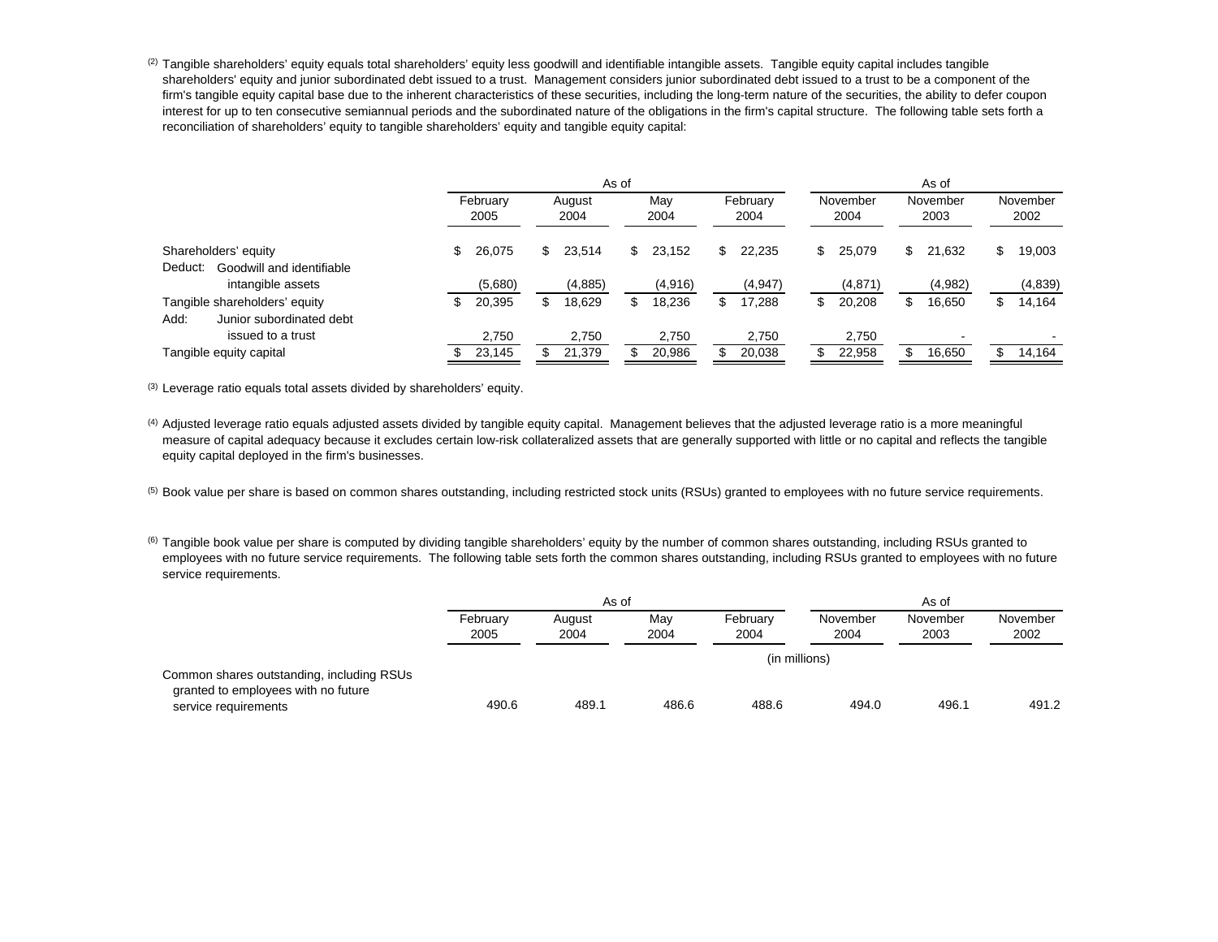(2) Tangible shareholders' equity equals total shareholders' equity less goodwill and identifiable intangible assets. Tangible equity capital includes tangible shareholders' equity and junior subordinated debt issued to a trust. Management considers junior subordinated debt issued to a trust to be a component of the firm's tangible equity capital base due to the inherent characteristics of these securities, including the long-term nature of the securities, the ability to defer coupon interest for up to ten consecutive semiannual periods and the subordinated nature of the obligations in the firm's capital structure. The following table sets forth a reconciliation of shareholders' equity to tangible shareholders' equity and tangible equity capital:

| | As of | | | | As of | | |
|---|---|---|---|---|---|---|---|
| | February 2005 | August 2004 | May 2004 | February 2004 | November 2004 | November 2003 | November 2002 |
| Shareholders' equity | $ 26,075 | $ 23,514 | $ 23,152 | $ 22,235 | $ 25,079 | $ 21,632 | $ 19,003 |
| Deduct: Goodwill and identifiable intangible assets | (5,680) | (4,885) | (4,916) | (4,947) | (4,871) | (4,982) | (4,839) |
| Tangible shareholders' equity | $ 20,395 | $ 18,629 | $ 18,236 | $ 17,288 | $ 20,208 | $ 16,650 | $ 14,164 |
| Add: Junior subordinated debt issued to a trust | 2,750 | 2,750 | 2,750 | 2,750 | 2,750 | - | - |
| Tangible equity capital | $ 23,145 | $ 21,379 | $ 20,986 | $ 20,038 | $ 22,958 | $ 16,650 | $ 14,164 |

(3) Leverage ratio equals total assets divided by shareholders' equity.

(4) Adjusted leverage ratio equals adjusted assets divided by tangible equity capital. Management believes that the adjusted leverage ratio is a more meaningful measure of capital adequacy because it excludes certain low-risk collateralized assets that are generally supported with little or no capital and reflects the tangible equity capital deployed in the firm's businesses.

(5) Book value per share is based on common shares outstanding, including restricted stock units (RSUs) granted to employees with no future service requirements.

(6) Tangible book value per share is computed by dividing tangible shareholders' equity by the number of common shares outstanding, including RSUs granted to employees with no future service requirements. The following table sets forth the common shares outstanding, including RSUs granted to employees with no future service requirements.

| | As of | | | | As of | | |
|---|---|---|---|---|---|---|---|
| | February 2005 | August 2004 | May 2004 | February 2004 | November 2004 | November 2003 | November 2002 |
| | | | | (in millions) | | | |
| Common shares outstanding, including RSUs granted to employees with no future service requirements | 490.6 | 489.1 | 486.6 | 488.6 | 494.0 | 496.1 | 491.2 |